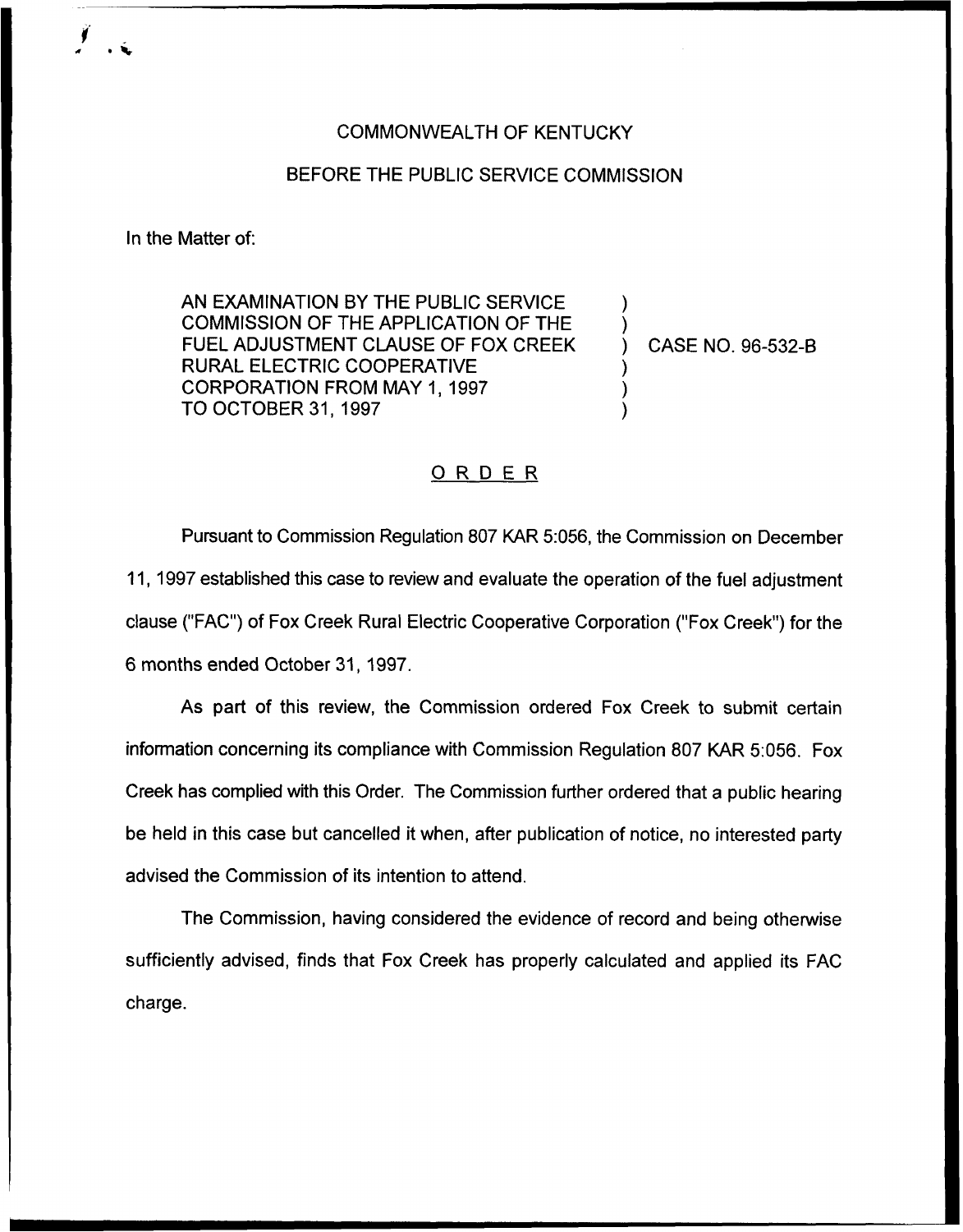COMMONWEALTH OF KENTUCKY

BEFORE THE PUBLIC SERVICE COMMISSION

In the Matter of:

| | | |
|---|---|---|
| AN EXAMINATION BY THE PUBLIC SERVICE COMMISSION OF THE APPLICATION OF THE FUEL ADJUSTMENT CLAUSE OF FOX CREEK RURAL ELECTRIC COOPERATIVE CORPORATION FROM MAY 1, 1997 TO OCTOBER 31, 1997 | ) | CASE NO. 96-532-B |

## ORDER

Pursuant to Commission Regulation 807 KAR 5:056, the Commission on December 11, 1997 established this case to review and evaluate the operation of the fuel adjustment clause ("FAC") of Fox Creek Rural Electric Cooperative Corporation ("Fox Creek") for the 6 months ended October 31, 1997.

As part of this review, the Commission ordered Fox Creek to submit certain information concerning its compliance with Commission Regulation 807 KAR 5:056. Fox Creek has complied with this Order. The Commission further ordered that a public hearing be held in this case but cancelled it when, after publication of notice, no interested party advised the Commission of its intention to attend.

The Commission, having considered the evidence of record and being otherwise sufficiently advised, finds that Fox Creek has properly calculated and applied its FAC charge.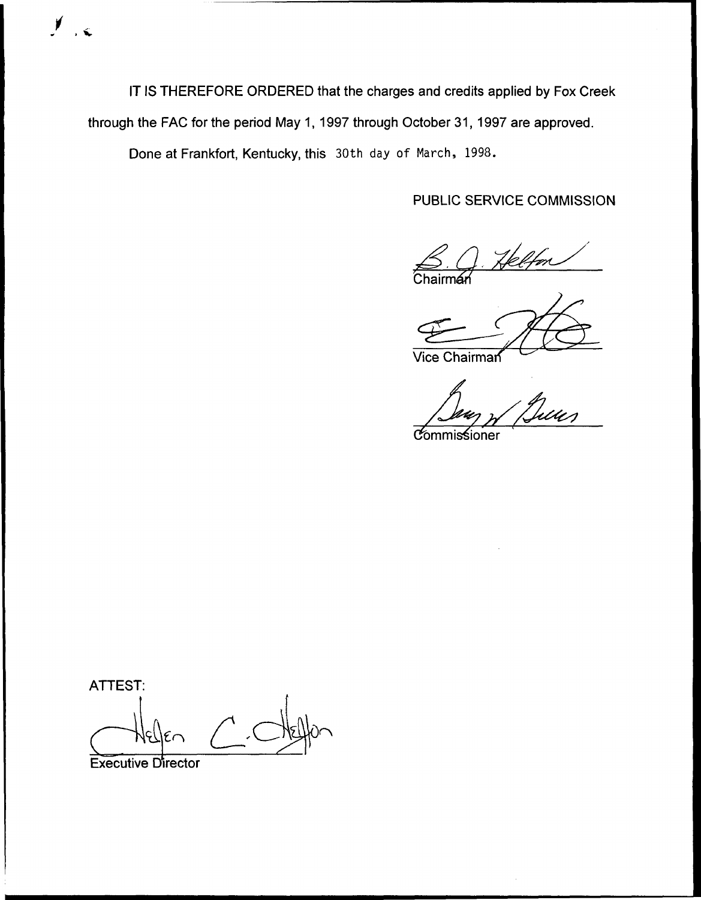IT IS THEREFORE ORDERED that the charges and credits applied by Fox Creek through the FAC for the period May 1, 1997 through October 31, 1997 are approved.

Done at Frankfort, Kentucky, this 30th day of March, 1998.

PUBLIC SERVICE COMMISSION

Chairman

Vice Chairman

Commissioner

ATTEST:

Executive Director